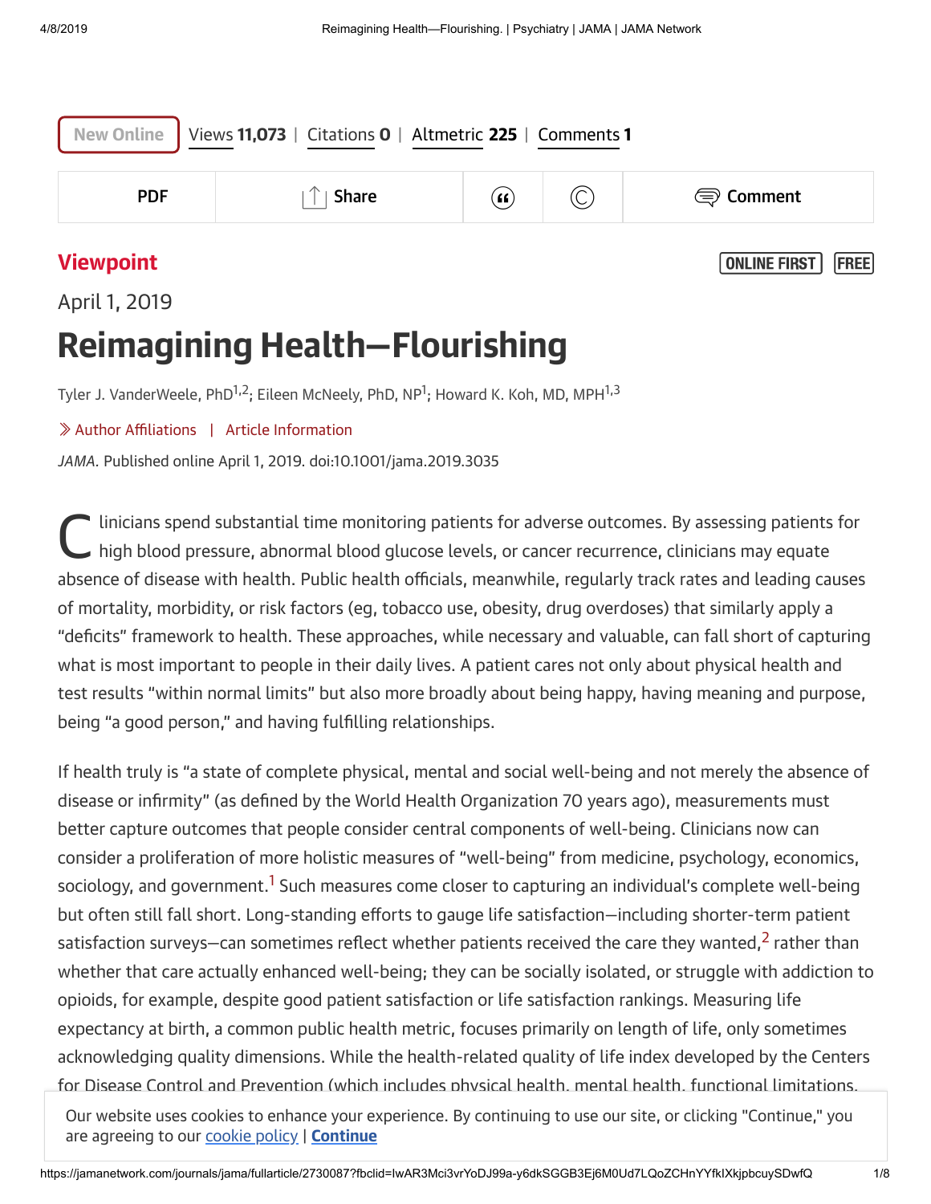Viewpoint

April 1, 2019

# Reimagining Health—Flourishing

Tyler J. VanderWeele, PhD[1,2]; Eileen McNeely, PhD, NP[1]; Howard K. Koh, MD, MPH[1,3]

*JAMA*. Published online April 1, 2019. doi:10.1001/jama.2019.3035

Clinicians spend substantial time monitoring patients for adverse outcomes. By assessing patients for high blood pressure, abnormal blood glucose levels, or cancer recurrence, clinicians may equate absence of disease with health. Public health officials, meanwhile, regularly track rates and leading causes of mortality, morbidity, or risk factors (eg, tobacco use, obesity, drug overdoses) that similarly apply a "deficits" framework to health. These approaches, while necessary and valuable, can fall short of capturing what is most important to people in their daily lives. A patient cares not only about physical health and test results "within normal limits" but also more broadly about being happy, having meaning and purpose, being "a good person," and having fulfilling relationships.

If health truly is "a state of complete physical, mental and social well-being and not merely the absence of disease or infirmity" (as defined by the World Health Organization 70 years ago), measurements must better capture outcomes that people consider central components of well-being. Clinicians now can consider a proliferation of more holistic measures of "well-being" from medicine, psychology, economics, sociology, and government.[1] Such measures come closer to capturing an individual's complete well-being but often still fall short. Long-standing efforts to gauge life satisfaction—including shorter-term patient satisfaction surveys—can sometimes reflect whether patients received the care they wanted,[2] rather than whether that care actually enhanced well-being; they can be socially isolated, or struggle with addiction to opioids, for example, despite good patient satisfaction or life satisfaction rankings. Measuring life expectancy at birth, a common public health metric, focuses primarily on length of life, only sometimes acknowledging quality dimensions. While the health-related quality of life index developed by the Centers for Disease Control and Prevention (which includes physical health, mental health, functional limitations,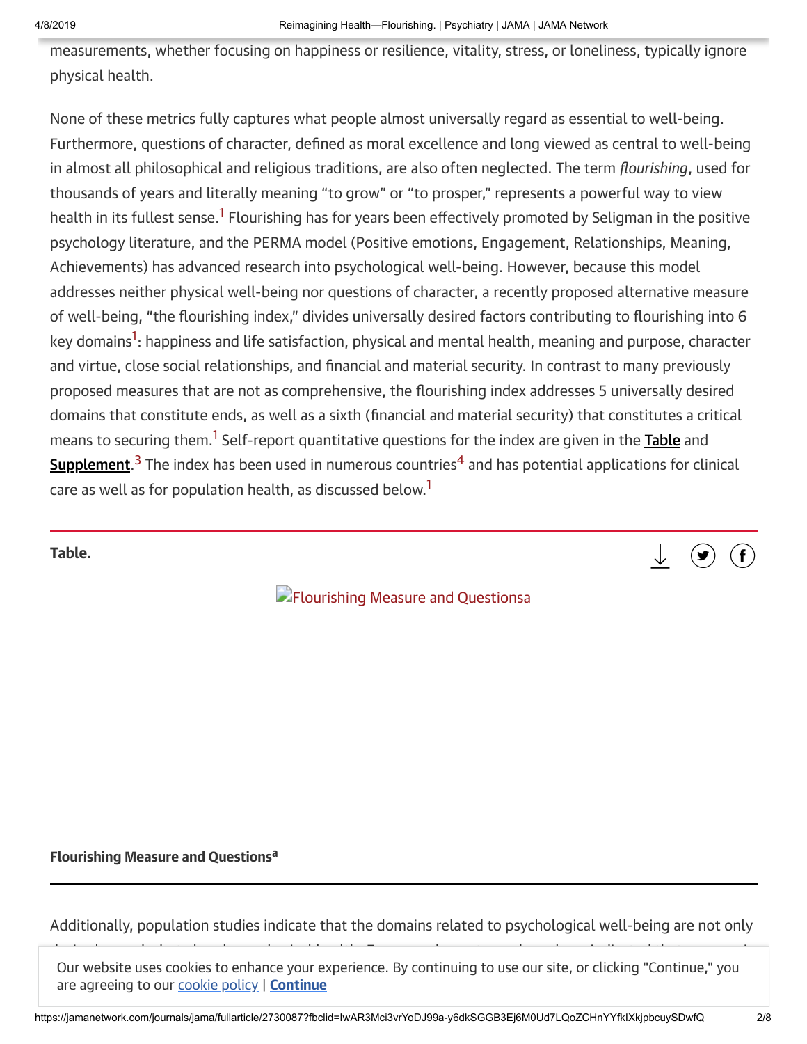measurements, whether focusing on happiness or resilience, vitality, stress, or loneliness, typically ignore physical health.

None of these metrics fully captures what people almost universally regard as essential to well-being. Furthermore, questions of character, defined as moral excellence and long viewed as central to well-being in almost all philosophical and religious traditions, are also often neglected. The term *flourishing*, used for thousands of years and literally meaning "to grow" or "to prosper," represents a powerful way to view health in its fullest sense.[1] Flourishing has for years been effectively promoted by Seligman in the positive psychology literature, and the PERMA model (Positive emotions, Engagement, Relationships, Meaning, Achievements) has advanced research into psychological well-being. However, because this model addresses neither physical well-being nor questions of character, a recently proposed alternative measure of well-being, "the flourishing index," divides universally desired factors contributing to flourishing into 6 key domains[1]: happiness and life satisfaction, physical and mental health, meaning and purpose, character and virtue, close social relationships, and financial and material security. In contrast to many previously proposed measures that are not as comprehensive, the flourishing index addresses 5 universally desired domains that constitute ends, as well as a sixth (financial and material security) that constitutes a critical means to securing them.[1] Self-report quantitative questions for the index are given in the **Table** and **Supplement**.[3] The index has been used in numerous countries[4] and has potential applications for clinical care as well as for population health, as discussed below.[1]

**Table.**

Flourishing Measure and Questionsa

**Flourishing Measure and Questions[a]**

Additionally, population studies indicate that the domains related to psychological well-being are not only

Our website uses cookies to enhance your experience. By continuing to use our site, or clicking "Continue," you are agreeing to our cookie policy | **Continue**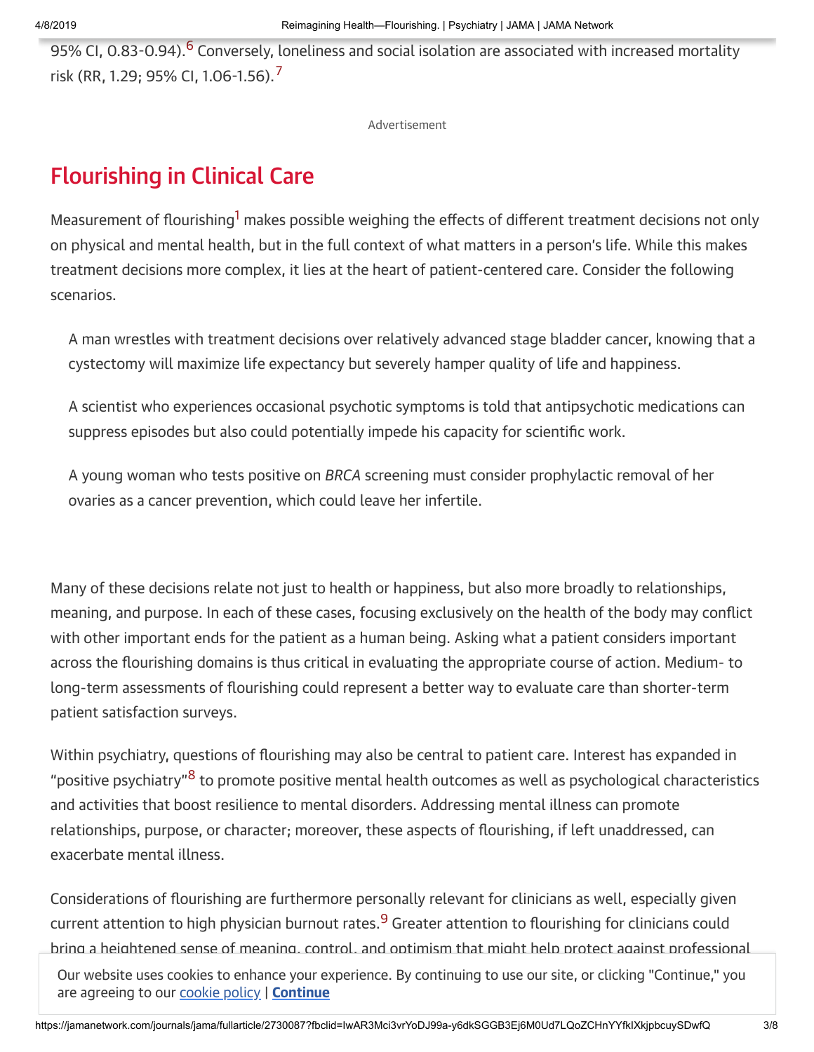95% CI, 0.83-0.94).[6] Conversely, loneliness and social isolation are associated with increased mortality risk (RR, 1.29; 95% CI, 1.06-1.56).[7]

## Flourishing in Clinical Care

Measurement of flourishing[1] makes possible weighing the effects of different treatment decisions not only on physical and mental health, but in the full context of what matters in a person's life. While this makes treatment decisions more complex, it lies at the heart of patient-centered care. Consider the following scenarios.

> A man wrestles with treatment decisions over relatively advanced stage bladder cancer, knowing that a cystectomy will maximize life expectancy but severely hamper quality of life and happiness.
>
> A scientist who experiences occasional psychotic symptoms is told that antipsychotic medications can suppress episodes but also could potentially impede his capacity for scientific work.
>
> A young woman who tests positive on *BRCA* screening must consider prophylactic removal of her ovaries as a cancer prevention, which could leave her infertile.

Many of these decisions relate not just to health or happiness, but also more broadly to relationships, meaning, and purpose. In each of these cases, focusing exclusively on the health of the body may conflict with other important ends for the patient as a human being. Asking what a patient considers important across the flourishing domains is thus critical in evaluating the appropriate course of action. Medium- to long-term assessments of flourishing could represent a better way to evaluate care than shorter-term patient satisfaction surveys.

Within psychiatry, questions of flourishing may also be central to patient care. Interest has expanded in "positive psychiatry"[8] to promote positive mental health outcomes as well as psychological characteristics and activities that boost resilience to mental disorders. Addressing mental illness can promote relationships, purpose, or character; moreover, these aspects of flourishing, if left unaddressed, can exacerbate mental illness.

Considerations of flourishing are furthermore personally relevant for clinicians as well, especially given current attention to high physician burnout rates.[9] Greater attention to flourishing for clinicians could bring a heightened sense of meaning, control, and optimism that might help protect against professional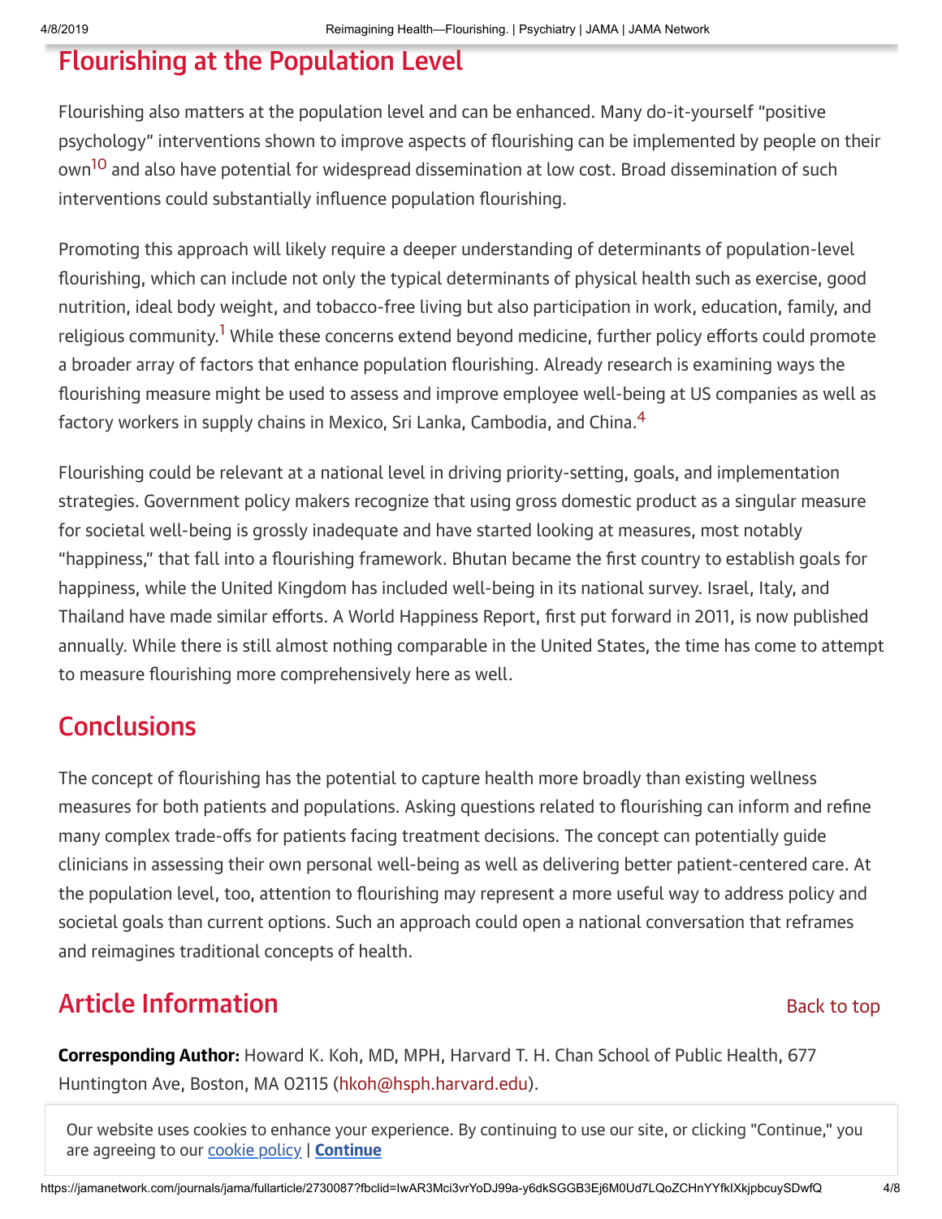## Flourishing at the Population Level

Flourishing also matters at the population level and can be enhanced. Many do-it-yourself "positive psychology" interventions shown to improve aspects of flourishing can be implemented by people on their own[10] and also have potential for widespread dissemination at low cost. Broad dissemination of such interventions could substantially influence population flourishing.

Promoting this approach will likely require a deeper understanding of determinants of population-level flourishing, which can include not only the typical determinants of physical health such as exercise, good nutrition, ideal body weight, and tobacco-free living but also participation in work, education, family, and religious community.[1] While these concerns extend beyond medicine, further policy efforts could promote a broader array of factors that enhance population flourishing. Already research is examining ways the flourishing measure might be used to assess and improve employee well-being at US companies as well as factory workers in supply chains in Mexico, Sri Lanka, Cambodia, and China.[4]

Flourishing could be relevant at a national level in driving priority-setting, goals, and implementation strategies. Government policy makers recognize that using gross domestic product as a singular measure for societal well-being is grossly inadequate and have started looking at measures, most notably "happiness," that fall into a flourishing framework. Bhutan became the first country to establish goals for happiness, while the United Kingdom has included well-being in its national survey. Israel, Italy, and Thailand have made similar efforts. A World Happiness Report, first put forward in 2011, is now published annually. While there is still almost nothing comparable in the United States, the time has come to attempt to measure flourishing more comprehensively here as well.

## Conclusions

The concept of flourishing has the potential to capture health more broadly than existing wellness measures for both patients and populations. Asking questions related to flourishing can inform and refine many complex trade-offs for patients facing treatment decisions. The concept can potentially guide clinicians in assessing their own personal well-being as well as delivering better patient-centered care. At the population level, too, attention to flourishing may represent a more useful way to address policy and societal goals than current options. Such an approach could open a national conversation that reframes and reimagines traditional concepts of health.

## Article Information

**Corresponding Author:** Howard K. Koh, MD, MPH, Harvard T. H. Chan School of Public Health, 677 Huntington Ave, Boston, MA 02115 (hkoh@hsph.harvard.edu).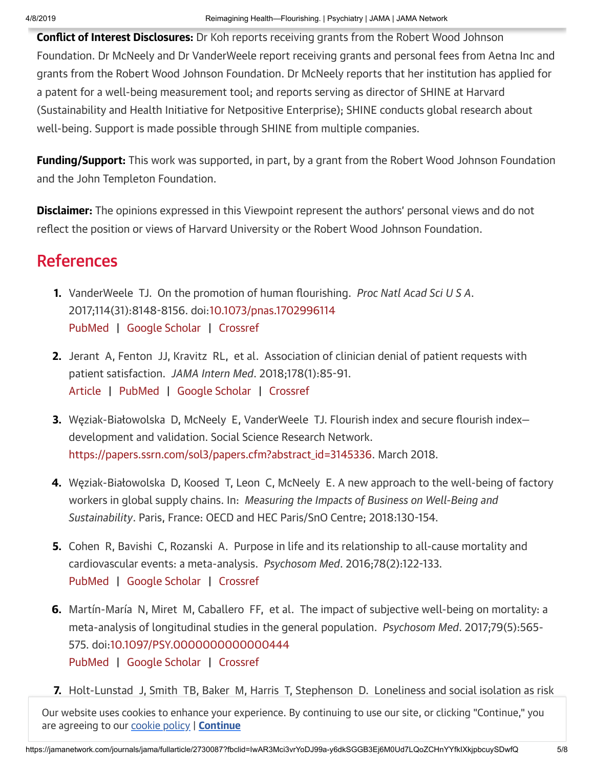**Conflict of Interest Disclosures:** Dr Koh reports receiving grants from the Robert Wood Johnson Foundation. Dr McNeely and Dr VanderWeele report receiving grants and personal fees from Aetna Inc and grants from the Robert Wood Johnson Foundation. Dr McNeely reports that her institution has applied for a patent for a well-being measurement tool; and reports serving as director of SHINE at Harvard (Sustainability and Health Initiative for Netpositive Enterprise); SHINE conducts global research about well-being. Support is made possible through SHINE from multiple companies.

**Funding/Support:** This work was supported, in part, by a grant from the Robert Wood Johnson Foundation and the John Templeton Foundation.

**Disclaimer:** The opinions expressed in this Viewpoint represent the authors' personal views and do not reflect the position or views of Harvard University or the Robert Wood Johnson Foundation.

## References

1. VanderWeele TJ. On the promotion of human flourishing. *Proc Natl Acad Sci U S A*. 2017;114(31):8148-8156. doi:10.1073/pnas.1702996114
PubMed | Google Scholar | Crossref

2. Jerant A, Fenton JJ, Kravitz RL, et al. Association of clinician denial of patient requests with patient satisfaction. *JAMA Intern Med*. 2018;178(1):85-91.
Article | PubMed | Google Scholar | Crossref

3. Węziak-Białowolska D, McNeely E, VanderWeele TJ. Flourish index and secure flourish index—development and validation. Social Science Research Network. https://papers.ssrn.com/sol3/papers.cfm?abstract_id=3145336. March 2018.

4. Węziak-Białowolska D, Koosed T, Leon C, McNeely E. A new approach to the well-being of factory workers in global supply chains. In: *Measuring the Impacts of Business on Well-Being and Sustainability*. Paris, France: OECD and HEC Paris/SnO Centre; 2018:130-154.

5. Cohen R, Bavishi C, Rozanski A. Purpose in life and its relationship to all-cause mortality and cardiovascular events: a meta-analysis. *Psychosom Med*. 2016;78(2):122-133.
PubMed | Google Scholar | Crossref

6. Martín-María N, Miret M, Caballero FF, et al. The impact of subjective well-being on mortality: a meta-analysis of longitudinal studies in the general population. *Psychosom Med*. 2017;79(5):565-575. doi:10.1097/PSY.0000000000000444
PubMed | Google Scholar | Crossref

7. Holt-Lunstad J, Smith TB, Baker M, Harris T, Stephenson D. Loneliness and social isolation as risk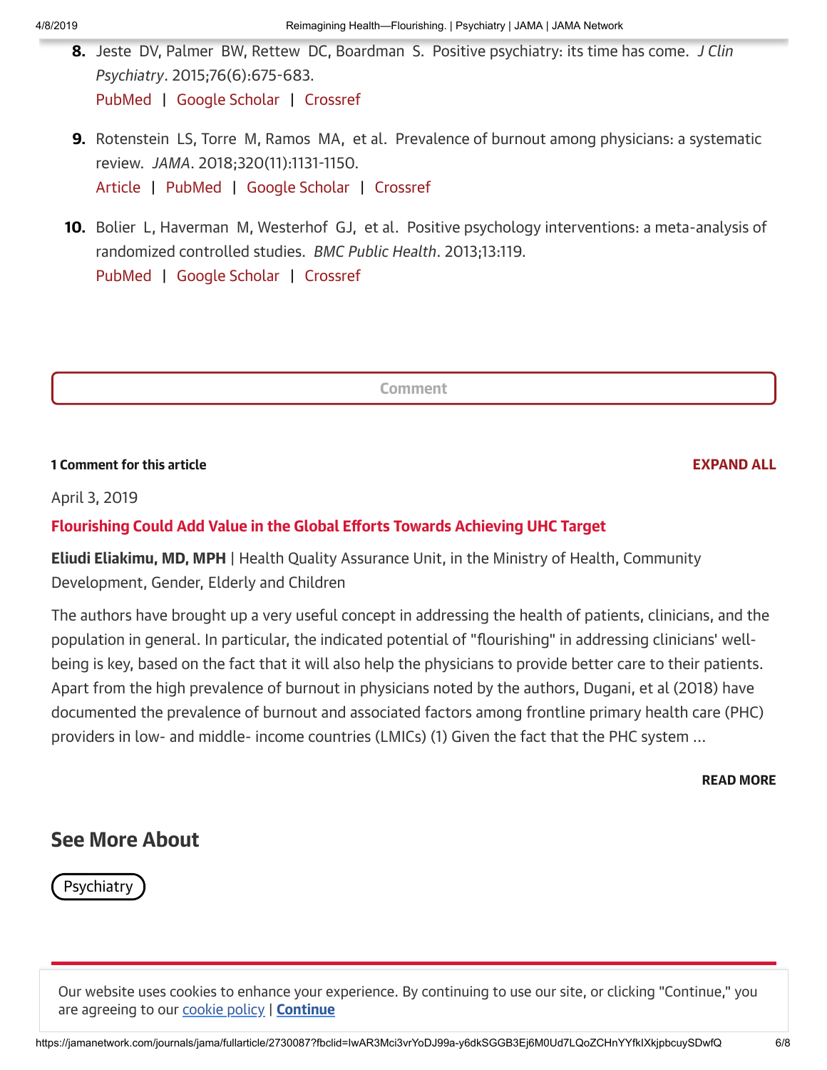8. Jeste DV, Palmer BW, Rettew DC, Boardman S. Positive psychiatry: its time has come. *J Clin Psychiatry*. 2015;76(6):675-683.
PubMed | Google Scholar | Crossref

9. Rotenstein LS, Torre M, Ramos MA, et al. Prevalence of burnout among physicians: a systematic review. *JAMA*. 2018;320(11):1131-1150.
Article | PubMed | Google Scholar | Crossref

10. Bolier L, Haverman M, Westerhof GJ, et al. Positive psychology interventions: a meta-analysis of randomized controlled studies. *BMC Public Health*. 2013;13:119.
PubMed | Google Scholar | Crossref

Comment

**1 Comment for this article** **EXPAND ALL**

April 3, 2019

**Flourishing Could Add Value in the Global Efforts Towards Achieving UHC Target**

**Eliudi Eliakimu, MD, MPH** | Health Quality Assurance Unit, in the Ministry of Health, Community Development, Gender, Elderly and Children

The authors have brought up a very useful concept in addressing the health of patients, clinicians, and the population in general. In particular, the indicated potential of "flourishing" in addressing clinicians' well-being is key, based on the fact that it will also help the physicians to provide better care to their patients. Apart from the high prevalence of burnout in physicians noted by the authors, Dugani, et al (2018) have documented the prevalence of burnout and associated factors among frontline primary health care (PHC) providers in low- and middle- income countries (LMICs) (1) Given the fact that the PHC system ...

**READ MORE**

## See More About

Psychiatry

Our website uses cookies to enhance your experience. By continuing to use our site, or clicking "Continue," you are agreeing to our cookie policy | **Continue**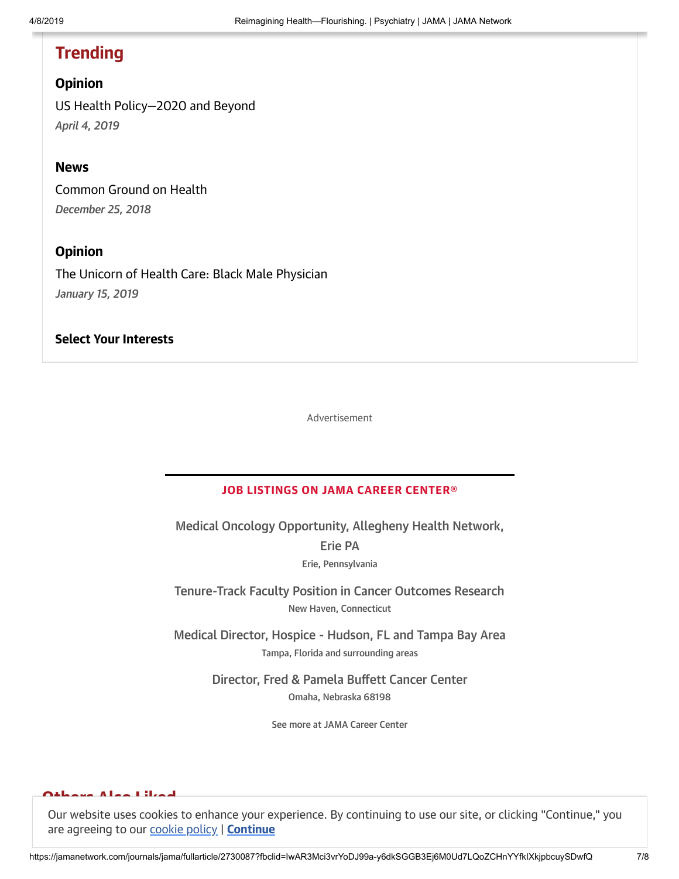## Trending

**Opinion**

US Health Policy—2020 and Beyond

*April 4, 2019*

**News**

Common Ground on Health

*December 25, 2018*

**Opinion**

The Unicorn of Health Care: Black Male Physician

*January 15, 2019*

**Select Your Interests**

Advertisement

### JOB LISTINGS ON JAMA CAREER CENTER®

Medical Oncology Opportunity, Allegheny Health Network, Erie PA
Erie, Pennsylvania

Tenure-Track Faculty Position in Cancer Outcomes Research
New Haven, Connecticut

Medical Director, Hospice - Hudson, FL and Tampa Bay Area
Tampa, Florida and surrounding areas

Director, Fred & Pamela Buffett Cancer Center
Omaha, Nebraska 68198

See more at JAMA Career Center

## Others Also Liked

Our website uses cookies to enhance your experience. By continuing to use our site, or clicking "Continue," you are agreeing to our cookie policy | **Continue**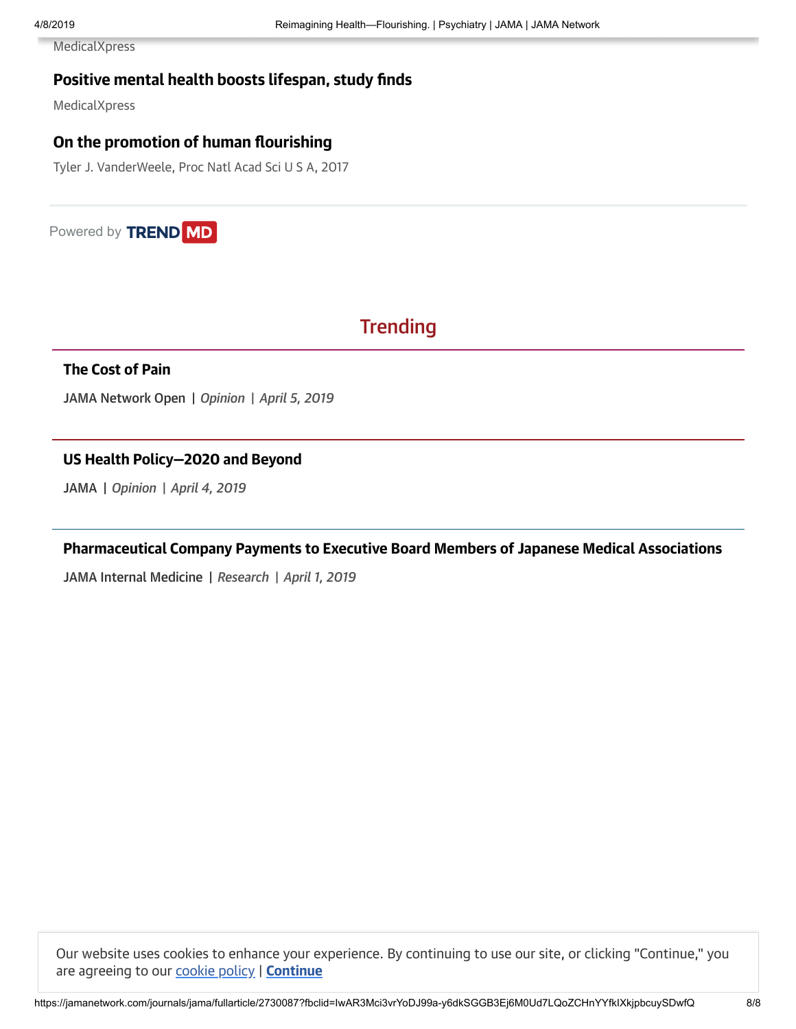MedicalXpress

**Positive mental health boosts lifespan, study finds**

MedicalXpress

**On the promotion of human flourishing**

Tyler J. VanderWeele, Proc Natl Acad Sci U S A, 2017

Powered by TREND MD

## Trending

**The Cost of Pain**

JAMA Network Open | *Opinion* | *April 5, 2019*

**US Health Policy—2020 and Beyond**

JAMA | *Opinion* | *April 4, 2019*

**Pharmaceutical Company Payments to Executive Board Members of Japanese Medical Associations**

JAMA Internal Medicine | *Research* | *April 1, 2019*

Our website uses cookies to enhance your experience. By continuing to use our site, or clicking "Continue," you are agreeing to our cookie policy | **Continue**